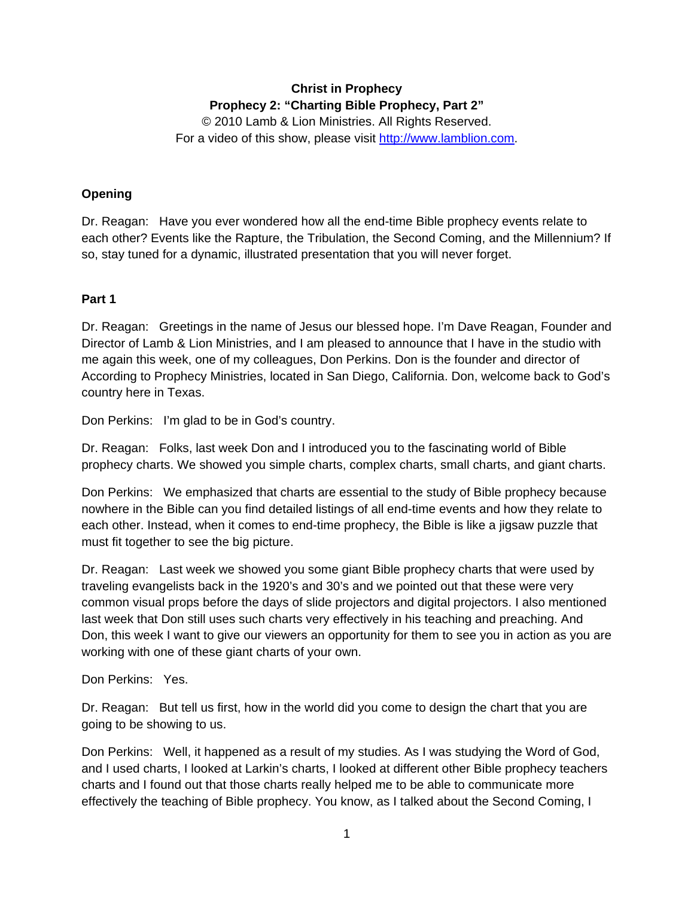**Christ in Prophecy**
**Prophecy 2: "Charting Bible Prophecy, Part 2"**
© 2010 Lamb & Lion Ministries. All Rights Reserved.
For a video of this show, please visit http://www.lamblion.com.

## Opening

Dr. Reagan: Have you ever wondered how all the end-time Bible prophecy events relate to each other? Events like the Rapture, the Tribulation, the Second Coming, and the Millennium? If so, stay tuned for a dynamic, illustrated presentation that you will never forget.

## Part 1

Dr. Reagan: Greetings in the name of Jesus our blessed hope. I'm Dave Reagan, Founder and Director of Lamb & Lion Ministries, and I am pleased to announce that I have in the studio with me again this week, one of my colleagues, Don Perkins. Don is the founder and director of According to Prophecy Ministries, located in San Diego, California. Don, welcome back to God's country here in Texas.

Don Perkins: I'm glad to be in God's country.

Dr. Reagan: Folks, last week Don and I introduced you to the fascinating world of Bible prophecy charts. We showed you simple charts, complex charts, small charts, and giant charts.

Don Perkins: We emphasized that charts are essential to the study of Bible prophecy because nowhere in the Bible can you find detailed listings of all end-time events and how they relate to each other. Instead, when it comes to end-time prophecy, the Bible is like a jigsaw puzzle that must fit together to see the big picture.

Dr. Reagan: Last week we showed you some giant Bible prophecy charts that were used by traveling evangelists back in the 1920's and 30's and we pointed out that these were very common visual props before the days of slide projectors and digital projectors. I also mentioned last week that Don still uses such charts very effectively in his teaching and preaching. And Don, this week I want to give our viewers an opportunity for them to see you in action as you are working with one of these giant charts of your own.

Don Perkins: Yes.

Dr. Reagan: But tell us first, how in the world did you come to design the chart that you are going to be showing to us.

Don Perkins: Well, it happened as a result of my studies. As I was studying the Word of God, and I used charts, I looked at Larkin's charts, I looked at different other Bible prophecy teachers charts and I found out that those charts really helped me to be able to communicate more effectively the teaching of Bible prophecy. You know, as I talked about the Second Coming, I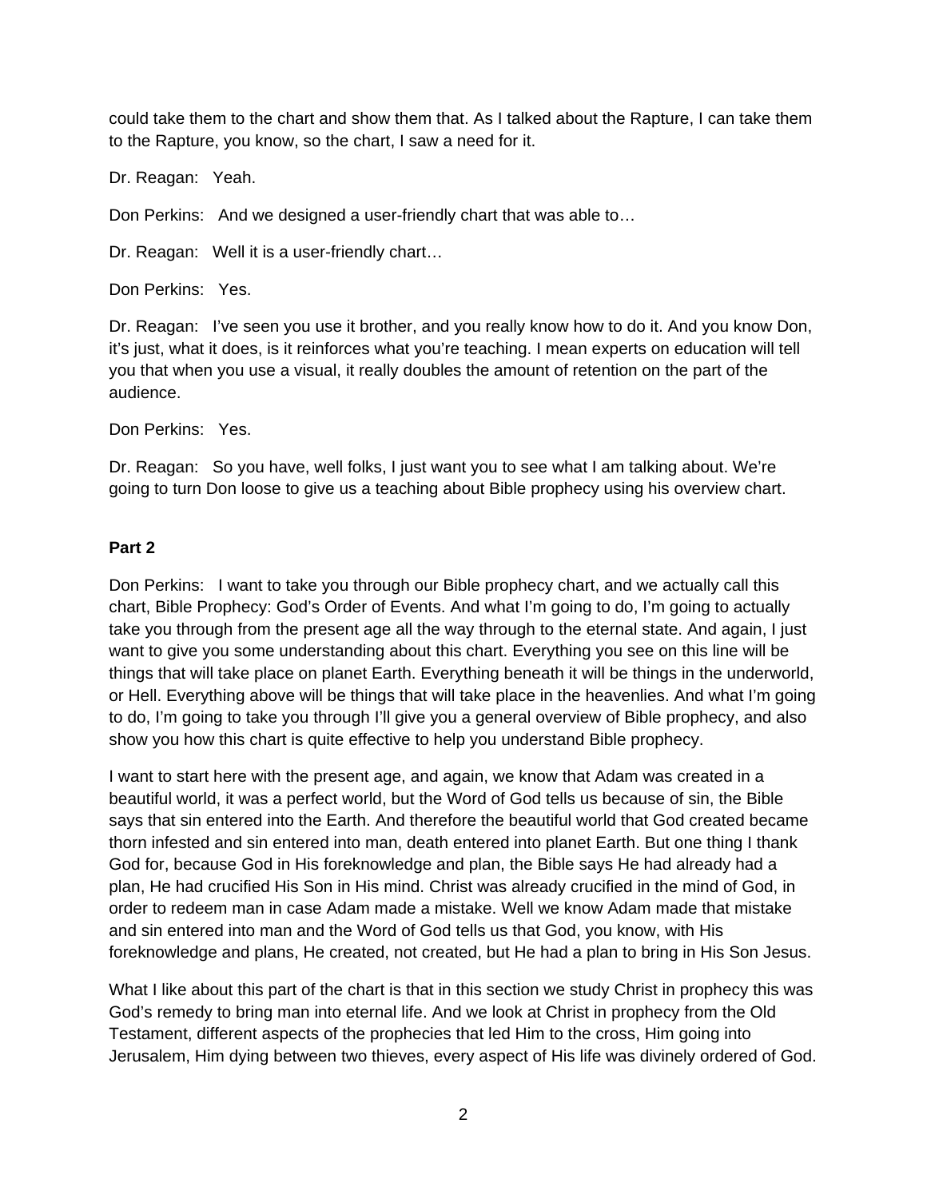could take them to the chart and show them that. As I talked about the Rapture, I can take them to the Rapture, you know, so the chart, I saw a need for it.

Dr. Reagan: Yeah.

Don Perkins: And we designed a user-friendly chart that was able to…

Dr. Reagan: Well it is a user-friendly chart…

Don Perkins: Yes.

Dr. Reagan: I've seen you use it brother, and you really know how to do it. And you know Don, it's just, what it does, is it reinforces what you're teaching. I mean experts on education will tell you that when you use a visual, it really doubles the amount of retention on the part of the audience.

Don Perkins: Yes.

Dr. Reagan: So you have, well folks, I just want you to see what I am talking about. We're going to turn Don loose to give us a teaching about Bible prophecy using his overview chart.

**Part 2**

Don Perkins: I want to take you through our Bible prophecy chart, and we actually call this chart, Bible Prophecy: God's Order of Events. And what I'm going to do, I'm going to actually take you through from the present age all the way through to the eternal state. And again, I just want to give you some understanding about this chart. Everything you see on this line will be things that will take place on planet Earth. Everything beneath it will be things in the underworld, or Hell. Everything above will be things that will take place in the heavenlies. And what I'm going to do, I'm going to take you through I'll give you a general overview of Bible prophecy, and also show you how this chart is quite effective to help you understand Bible prophecy.

I want to start here with the present age, and again, we know that Adam was created in a beautiful world, it was a perfect world, but the Word of God tells us because of sin, the Bible says that sin entered into the Earth. And therefore the beautiful world that God created became thorn infested and sin entered into man, death entered into planet Earth. But one thing I thank God for, because God in His foreknowledge and plan, the Bible says He had already had a plan, He had crucified His Son in His mind. Christ was already crucified in the mind of God, in order to redeem man in case Adam made a mistake. Well we know Adam made that mistake and sin entered into man and the Word of God tells us that God, you know, with His foreknowledge and plans, He created, not created, but He had a plan to bring in His Son Jesus.

What I like about this part of the chart is that in this section we study Christ in prophecy this was God's remedy to bring man into eternal life. And we look at Christ in prophecy from the Old Testament, different aspects of the prophecies that led Him to the cross, Him going into Jerusalem, Him dying between two thieves, every aspect of His life was divinely ordered of God.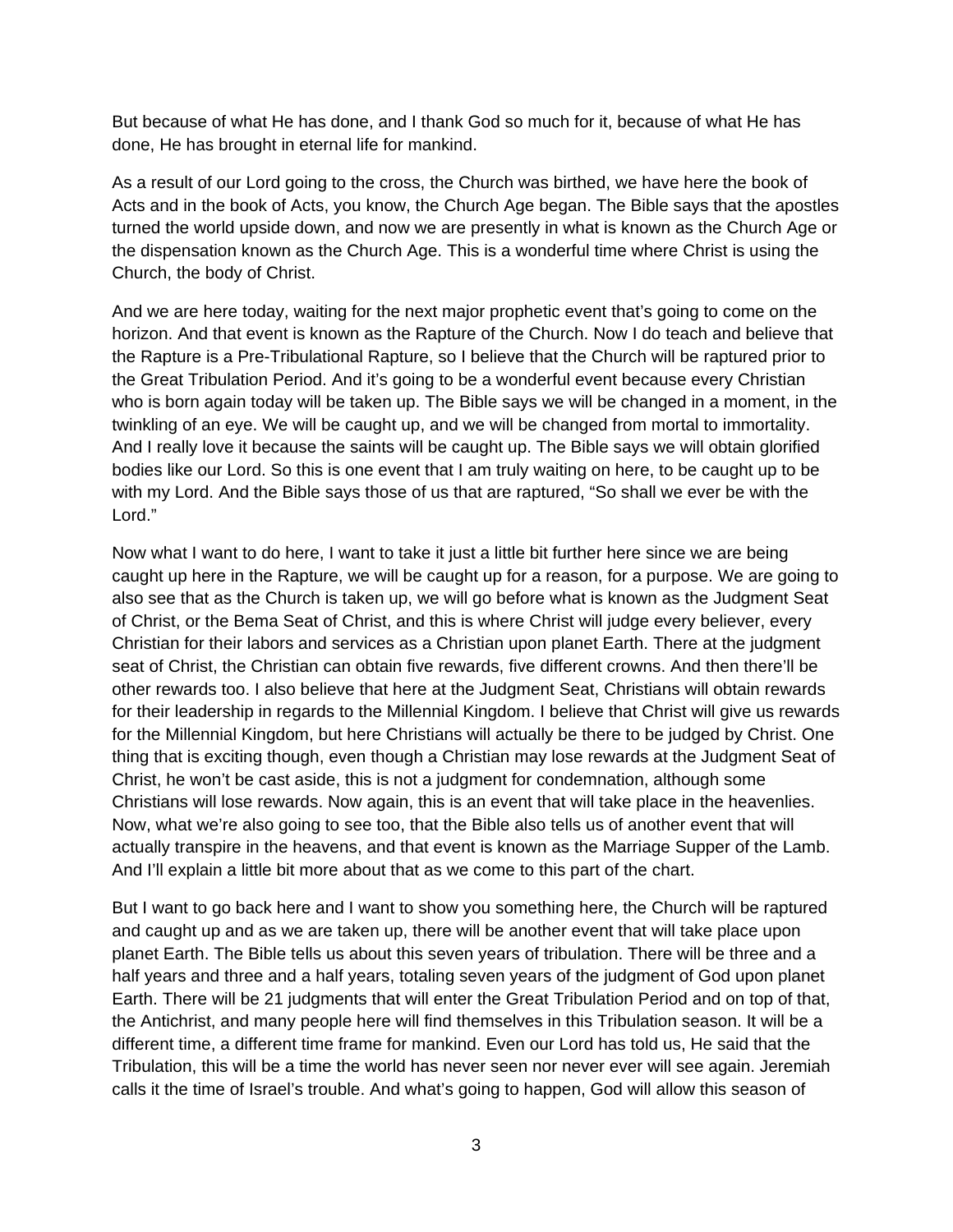But because of what He has done, and I thank God so much for it, because of what He has done, He has brought in eternal life for mankind.

As a result of our Lord going to the cross, the Church was birthed, we have here the book of Acts and in the book of Acts, you know, the Church Age began. The Bible says that the apostles turned the world upside down, and now we are presently in what is known as the Church Age or the dispensation known as the Church Age. This is a wonderful time where Christ is using the Church, the body of Christ.

And we are here today, waiting for the next major prophetic event that's going to come on the horizon. And that event is known as the Rapture of the Church. Now I do teach and believe that the Rapture is a Pre-Tribulational Rapture, so I believe that the Church will be raptured prior to the Great Tribulation Period. And it's going to be a wonderful event because every Christian who is born again today will be taken up. The Bible says we will be changed in a moment, in the twinkling of an eye. We will be caught up, and we will be changed from mortal to immortality. And I really love it because the saints will be caught up. The Bible says we will obtain glorified bodies like our Lord. So this is one event that I am truly waiting on here, to be caught up to be with my Lord. And the Bible says those of us that are raptured, "So shall we ever be with the Lord."

Now what I want to do here, I want to take it just a little bit further here since we are being caught up here in the Rapture, we will be caught up for a reason, for a purpose. We are going to also see that as the Church is taken up, we will go before what is known as the Judgment Seat of Christ, or the Bema Seat of Christ, and this is where Christ will judge every believer, every Christian for their labors and services as a Christian upon planet Earth. There at the judgment seat of Christ, the Christian can obtain five rewards, five different crowns. And then there'll be other rewards too. I also believe that here at the Judgment Seat, Christians will obtain rewards for their leadership in regards to the Millennial Kingdom. I believe that Christ will give us rewards for the Millennial Kingdom, but here Christians will actually be there to be judged by Christ. One thing that is exciting though, even though a Christian may lose rewards at the Judgment Seat of Christ, he won't be cast aside, this is not a judgment for condemnation, although some Christians will lose rewards. Now again, this is an event that will take place in the heavenlies. Now, what we're also going to see too, that the Bible also tells us of another event that will actually transpire in the heavens, and that event is known as the Marriage Supper of the Lamb. And I'll explain a little bit more about that as we come to this part of the chart.

But I want to go back here and I want to show you something here, the Church will be raptured and caught up and as we are taken up, there will be another event that will take place upon planet Earth. The Bible tells us about this seven years of tribulation. There will be three and a half years and three and a half years, totaling seven years of the judgment of God upon planet Earth. There will be 21 judgments that will enter the Great Tribulation Period and on top of that, the Antichrist, and many people here will find themselves in this Tribulation season. It will be a different time, a different time frame for mankind. Even our Lord has told us, He said that the Tribulation, this will be a time the world has never seen nor never ever will see again. Jeremiah calls it the time of Israel's trouble. And what's going to happen, God will allow this season of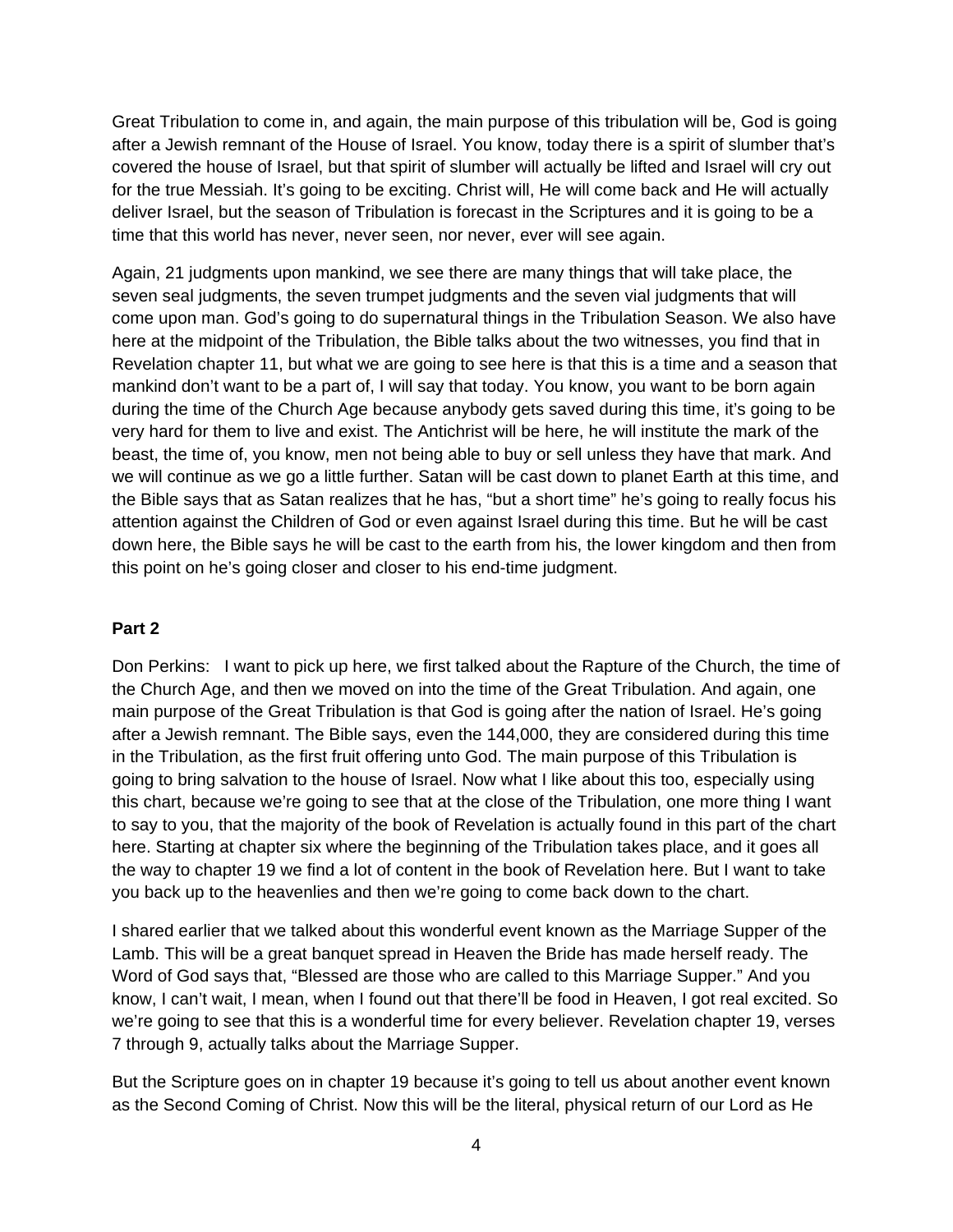Great Tribulation to come in, and again, the main purpose of this tribulation will be, God is going after a Jewish remnant of the House of Israel. You know, today there is a spirit of slumber that's covered the house of Israel, but that spirit of slumber will actually be lifted and Israel will cry out for the true Messiah. It's going to be exciting. Christ will, He will come back and He will actually deliver Israel, but the season of Tribulation is forecast in the Scriptures and it is going to be a time that this world has never, never seen, nor never, ever will see again.

Again, 21 judgments upon mankind, we see there are many things that will take place, the seven seal judgments, the seven trumpet judgments and the seven vial judgments that will come upon man. God's going to do supernatural things in the Tribulation Season. We also have here at the midpoint of the Tribulation, the Bible talks about the two witnesses, you find that in Revelation chapter 11, but what we are going to see here is that this is a time and a season that mankind don't want to be a part of, I will say that today. You know, you want to be born again during the time of the Church Age because anybody gets saved during this time, it's going to be very hard for them to live and exist. The Antichrist will be here, he will institute the mark of the beast, the time of, you know, men not being able to buy or sell unless they have that mark. And we will continue as we go a little further. Satan will be cast down to planet Earth at this time, and the Bible says that as Satan realizes that he has, "but a short time" he's going to really focus his attention against the Children of God or even against Israel during this time. But he will be cast down here, the Bible says he will be cast to the earth from his, the lower kingdom and then from this point on he's going closer and closer to his end-time judgment.

**Part 2**

Don Perkins: I want to pick up here, we first talked about the Rapture of the Church, the time of the Church Age, and then we moved on into the time of the Great Tribulation. And again, one main purpose of the Great Tribulation is that God is going after the nation of Israel. He's going after a Jewish remnant. The Bible says, even the 144,000, they are considered during this time in the Tribulation, as the first fruit offering unto God. The main purpose of this Tribulation is going to bring salvation to the house of Israel. Now what I like about this too, especially using this chart, because we're going to see that at the close of the Tribulation, one more thing I want to say to you, that the majority of the book of Revelation is actually found in this part of the chart here. Starting at chapter six where the beginning of the Tribulation takes place, and it goes all the way to chapter 19 we find a lot of content in the book of Revelation here. But I want to take you back up to the heavenlies and then we're going to come back down to the chart.

I shared earlier that we talked about this wonderful event known as the Marriage Supper of the Lamb. This will be a great banquet spread in Heaven the Bride has made herself ready. The Word of God says that, "Blessed are those who are called to this Marriage Supper." And you know, I can't wait, I mean, when I found out that there'll be food in Heaven, I got real excited. So we're going to see that this is a wonderful time for every believer. Revelation chapter 19, verses 7 through 9, actually talks about the Marriage Supper.

But the Scripture goes on in chapter 19 because it's going to tell us about another event known as the Second Coming of Christ. Now this will be the literal, physical return of our Lord as He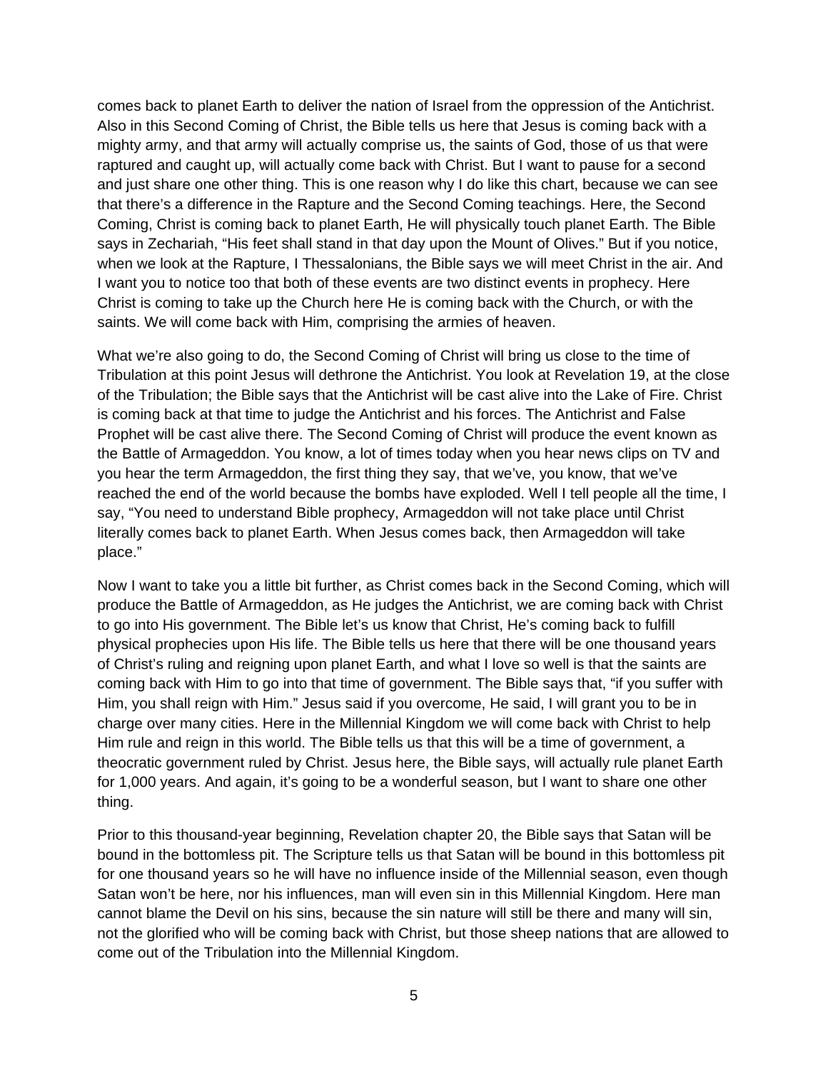comes back to planet Earth to deliver the nation of Israel from the oppression of the Antichrist. Also in this Second Coming of Christ, the Bible tells us here that Jesus is coming back with a mighty army, and that army will actually comprise us, the saints of God, those of us that were raptured and caught up, will actually come back with Christ. But I want to pause for a second and just share one other thing. This is one reason why I do like this chart, because we can see that there's a difference in the Rapture and the Second Coming teachings. Here, the Second Coming, Christ is coming back to planet Earth, He will physically touch planet Earth. The Bible says in Zechariah, "His feet shall stand in that day upon the Mount of Olives." But if you notice, when we look at the Rapture, I Thessalonians, the Bible says we will meet Christ in the air. And I want you to notice too that both of these events are two distinct events in prophecy. Here Christ is coming to take up the Church here He is coming back with the Church, or with the saints. We will come back with Him, comprising the armies of heaven.

What we're also going to do, the Second Coming of Christ will bring us close to the time of Tribulation at this point Jesus will dethrone the Antichrist. You look at Revelation 19, at the close of the Tribulation; the Bible says that the Antichrist will be cast alive into the Lake of Fire. Christ is coming back at that time to judge the Antichrist and his forces. The Antichrist and False Prophet will be cast alive there. The Second Coming of Christ will produce the event known as the Battle of Armageddon. You know, a lot of times today when you hear news clips on TV and you hear the term Armageddon, the first thing they say, that we've, you know, that we've reached the end of the world because the bombs have exploded. Well I tell people all the time, I say, "You need to understand Bible prophecy, Armageddon will not take place until Christ literally comes back to planet Earth. When Jesus comes back, then Armageddon will take place."

Now I want to take you a little bit further, as Christ comes back in the Second Coming, which will produce the Battle of Armageddon, as He judges the Antichrist, we are coming back with Christ to go into His government. The Bible let's us know that Christ, He's coming back to fulfill physical prophecies upon His life. The Bible tells us here that there will be one thousand years of Christ's ruling and reigning upon planet Earth, and what I love so well is that the saints are coming back with Him to go into that time of government. The Bible says that, "if you suffer with Him, you shall reign with Him." Jesus said if you overcome, He said, I will grant you to be in charge over many cities. Here in the Millennial Kingdom we will come back with Christ to help Him rule and reign in this world. The Bible tells us that this will be a time of government, a theocratic government ruled by Christ. Jesus here, the Bible says, will actually rule planet Earth for 1,000 years. And again, it's going to be a wonderful season, but I want to share one other thing.

Prior to this thousand-year beginning, Revelation chapter 20, the Bible says that Satan will be bound in the bottomless pit. The Scripture tells us that Satan will be bound in this bottomless pit for one thousand years so he will have no influence inside of the Millennial season, even though Satan won't be here, nor his influences, man will even sin in this Millennial Kingdom. Here man cannot blame the Devil on his sins, because the sin nature will still be there and many will sin, not the glorified who will be coming back with Christ, but those sheep nations that are allowed to come out of the Tribulation into the Millennial Kingdom.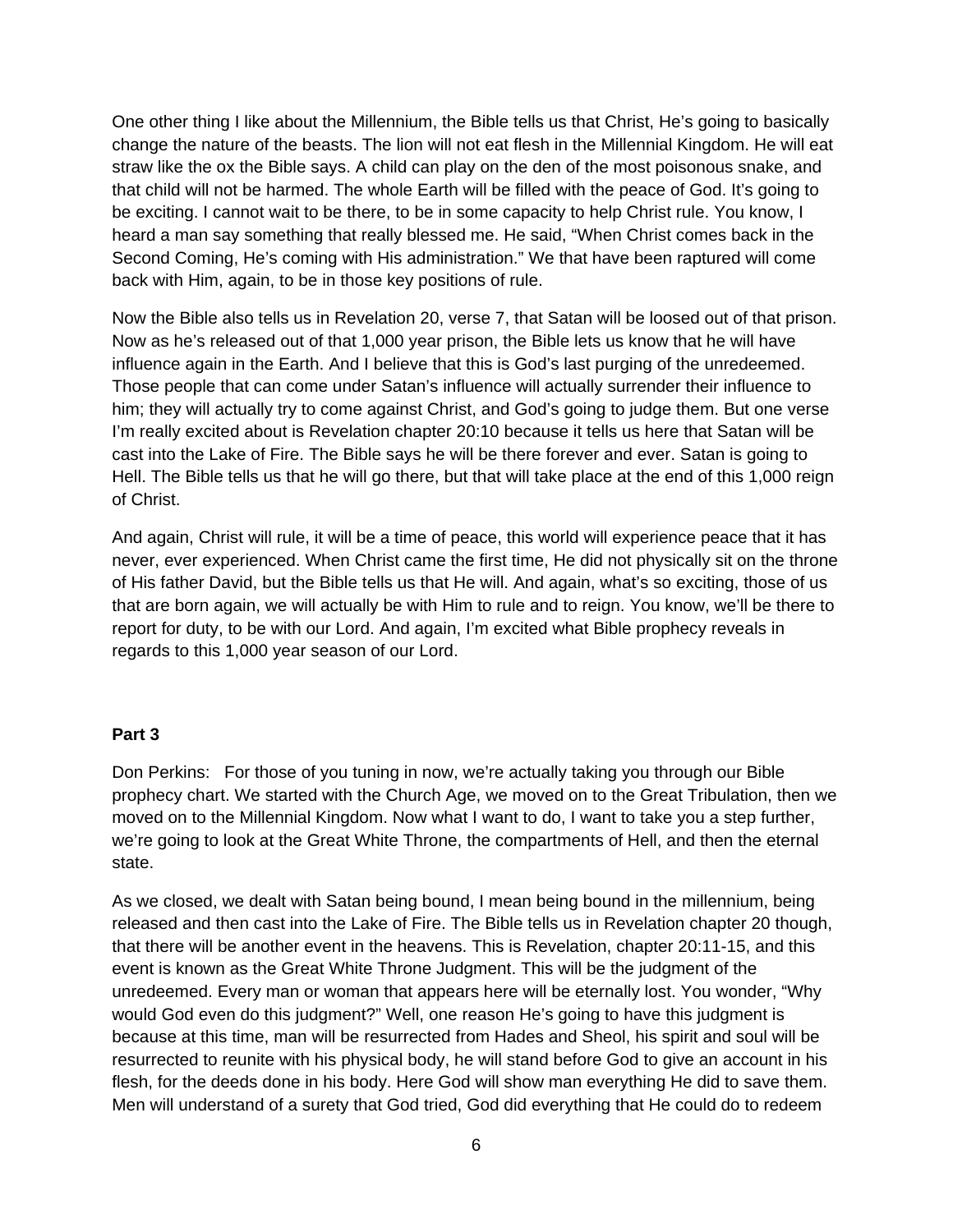One other thing I like about the Millennium, the Bible tells us that Christ, He's going to basically change the nature of the beasts. The lion will not eat flesh in the Millennial Kingdom. He will eat straw like the ox the Bible says. A child can play on the den of the most poisonous snake, and that child will not be harmed. The whole Earth will be filled with the peace of God. It's going to be exciting. I cannot wait to be there, to be in some capacity to help Christ rule. You know, I heard a man say something that really blessed me. He said, "When Christ comes back in the Second Coming, He's coming with His administration." We that have been raptured will come back with Him, again, to be in those key positions of rule.

Now the Bible also tells us in Revelation 20, verse 7, that Satan will be loosed out of that prison. Now as he's released out of that 1,000 year prison, the Bible lets us know that he will have influence again in the Earth. And I believe that this is God's last purging of the unredeemed. Those people that can come under Satan's influence will actually surrender their influence to him; they will actually try to come against Christ, and God's going to judge them. But one verse I'm really excited about is Revelation chapter 20:10 because it tells us here that Satan will be cast into the Lake of Fire. The Bible says he will be there forever and ever. Satan is going to Hell. The Bible tells us that he will go there, but that will take place at the end of this 1,000 reign of Christ.

And again, Christ will rule, it will be a time of peace, this world will experience peace that it has never, ever experienced. When Christ came the first time, He did not physically sit on the throne of His father David, but the Bible tells us that He will. And again, what's so exciting, those of us that are born again, we will actually be with Him to rule and to reign. You know, we'll be there to report for duty, to be with our Lord. And again, I'm excited what Bible prophecy reveals in regards to this 1,000 year season of our Lord.

**Part 3**

Don Perkins: For those of you tuning in now, we're actually taking you through our Bible prophecy chart. We started with the Church Age, we moved on to the Great Tribulation, then we moved on to the Millennial Kingdom. Now what I want to do, I want to take you a step further, we're going to look at the Great White Throne, the compartments of Hell, and then the eternal state.

As we closed, we dealt with Satan being bound, I mean being bound in the millennium, being released and then cast into the Lake of Fire. The Bible tells us in Revelation chapter 20 though, that there will be another event in the heavens. This is Revelation, chapter 20:11-15, and this event is known as the Great White Throne Judgment. This will be the judgment of the unredeemed. Every man or woman that appears here will be eternally lost. You wonder, "Why would God even do this judgment?" Well, one reason He's going to have this judgment is because at this time, man will be resurrected from Hades and Sheol, his spirit and soul will be resurrected to reunite with his physical body, he will stand before God to give an account in his flesh, for the deeds done in his body. Here God will show man everything He did to save them. Men will understand of a surety that God tried, God did everything that He could do to redeem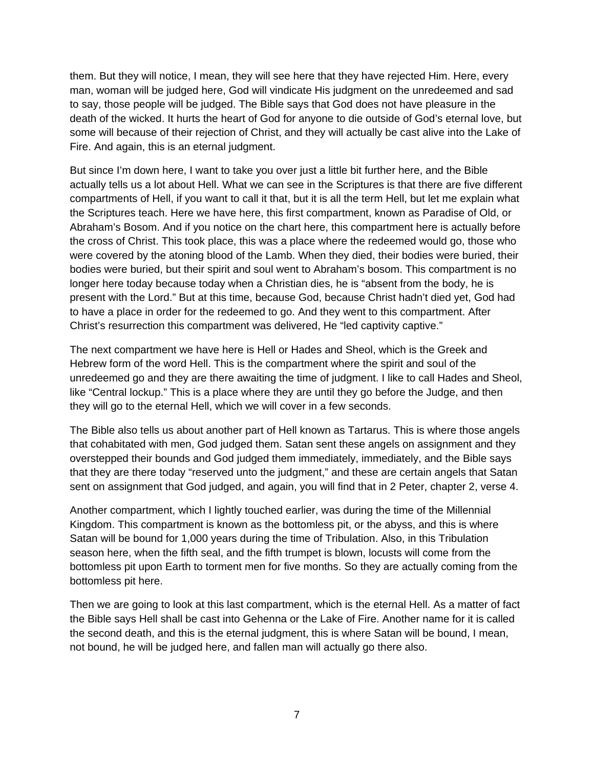them. But they will notice, I mean, they will see here that they have rejected Him. Here, every man, woman will be judged here, God will vindicate His judgment on the unredeemed and sad to say, those people will be judged. The Bible says that God does not have pleasure in the death of the wicked. It hurts the heart of God for anyone to die outside of God's eternal love, but some will because of their rejection of Christ, and they will actually be cast alive into the Lake of Fire. And again, this is an eternal judgment.

But since I'm down here, I want to take you over just a little bit further here, and the Bible actually tells us a lot about Hell. What we can see in the Scriptures is that there are five different compartments of Hell, if you want to call it that, but it is all the term Hell, but let me explain what the Scriptures teach. Here we have here, this first compartment, known as Paradise of Old, or Abraham's Bosom. And if you notice on the chart here, this compartment here is actually before the cross of Christ. This took place, this was a place where the redeemed would go, those who were covered by the atoning blood of the Lamb. When they died, their bodies were buried, their bodies were buried, but their spirit and soul went to Abraham's bosom. This compartment is no longer here today because today when a Christian dies, he is "absent from the body, he is present with the Lord." But at this time, because God, because Christ hadn't died yet, God had to have a place in order for the redeemed to go. And they went to this compartment. After Christ's resurrection this compartment was delivered, He "led captivity captive."

The next compartment we have here is Hell or Hades and Sheol, which is the Greek and Hebrew form of the word Hell. This is the compartment where the spirit and soul of the unredeemed go and they are there awaiting the time of judgment. I like to call Hades and Sheol, like "Central lockup." This is a place where they are until they go before the Judge, and then they will go to the eternal Hell, which we will cover in a few seconds.

The Bible also tells us about another part of Hell known as Tartarus. This is where those angels that cohabitated with men, God judged them. Satan sent these angels on assignment and they overstepped their bounds and God judged them immediately, immediately, and the Bible says that they are there today "reserved unto the judgment," and these are certain angels that Satan sent on assignment that God judged, and again, you will find that in 2 Peter, chapter 2, verse 4.

Another compartment, which I lightly touched earlier, was during the time of the Millennial Kingdom. This compartment is known as the bottomless pit, or the abyss, and this is where Satan will be bound for 1,000 years during the time of Tribulation. Also, in this Tribulation season here, when the fifth seal, and the fifth trumpet is blown, locusts will come from the bottomless pit upon Earth to torment men for five months. So they are actually coming from the bottomless pit here.

Then we are going to look at this last compartment, which is the eternal Hell. As a matter of fact the Bible says Hell shall be cast into Gehenna or the Lake of Fire. Another name for it is called the second death, and this is the eternal judgment, this is where Satan will be bound, I mean, not bound, he will be judged here, and fallen man will actually go there also.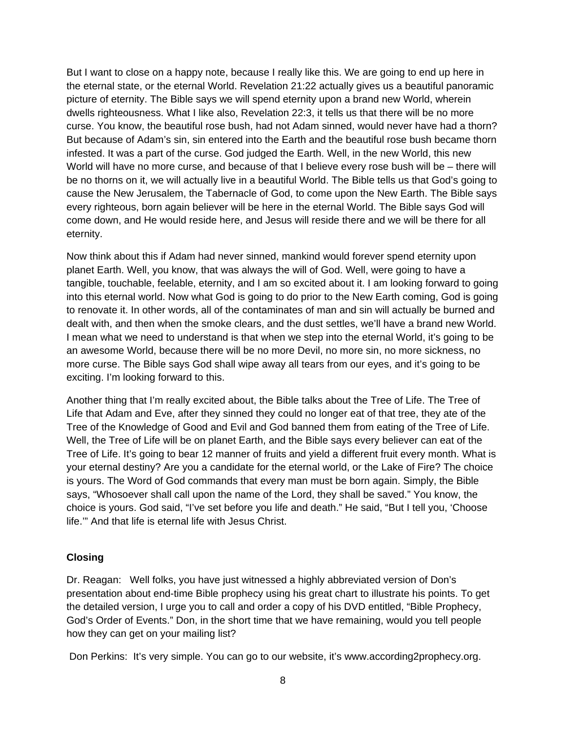But I want to close on a happy note, because I really like this. We are going to end up here in the eternal state, or the eternal World. Revelation 21:22 actually gives us a beautiful panoramic picture of eternity. The Bible says we will spend eternity upon a brand new World, wherein dwells righteousness. What I like also, Revelation 22:3, it tells us that there will be no more curse. You know, the beautiful rose bush, had not Adam sinned, would never have had a thorn? But because of Adam's sin, sin entered into the Earth and the beautiful rose bush became thorn infested. It was a part of the curse. God judged the Earth. Well, in the new World, this new World will have no more curse, and because of that I believe every rose bush will be – there will be no thorns on it, we will actually live in a beautiful World. The Bible tells us that God's going to cause the New Jerusalem, the Tabernacle of God, to come upon the New Earth. The Bible says every righteous, born again believer will be here in the eternal World. The Bible says God will come down, and He would reside here, and Jesus will reside there and we will be there for all eternity.

Now think about this if Adam had never sinned, mankind would forever spend eternity upon planet Earth. Well, you know, that was always the will of God. Well, were going to have a tangible, touchable, feelable, eternity, and I am so excited about it. I am looking forward to going into this eternal world. Now what God is going to do prior to the New Earth coming, God is going to renovate it. In other words, all of the contaminates of man and sin will actually be burned and dealt with, and then when the smoke clears, and the dust settles, we'll have a brand new World. I mean what we need to understand is that when we step into the eternal World, it's going to be an awesome World, because there will be no more Devil, no more sin, no more sickness, no more curse. The Bible says God shall wipe away all tears from our eyes, and it's going to be exciting. I'm looking forward to this.

Another thing that I'm really excited about, the Bible talks about the Tree of Life. The Tree of Life that Adam and Eve, after they sinned they could no longer eat of that tree, they ate of the Tree of the Knowledge of Good and Evil and God banned them from eating of the Tree of Life. Well, the Tree of Life will be on planet Earth, and the Bible says every believer can eat of the Tree of Life. It's going to bear 12 manner of fruits and yield a different fruit every month. What is your eternal destiny? Are you a candidate for the eternal world, or the Lake of Fire? The choice is yours. The Word of God commands that every man must be born again. Simply, the Bible says, "Whosoever shall call upon the name of the Lord, they shall be saved." You know, the choice is yours. God said, "I've set before you life and death." He said, "But I tell you, 'Choose life.'" And that life is eternal life with Jesus Christ.

**Closing**

Dr. Reagan: Well folks, you have just witnessed a highly abbreviated version of Don's presentation about end-time Bible prophecy using his great chart to illustrate his points. To get the detailed version, I urge you to call and order a copy of his DVD entitled, "Bible Prophecy, God's Order of Events." Don, in the short time that we have remaining, would you tell people how they can get on your mailing list?

Don Perkins: It's very simple. You can go to our website, it's www.according2prophecy.org.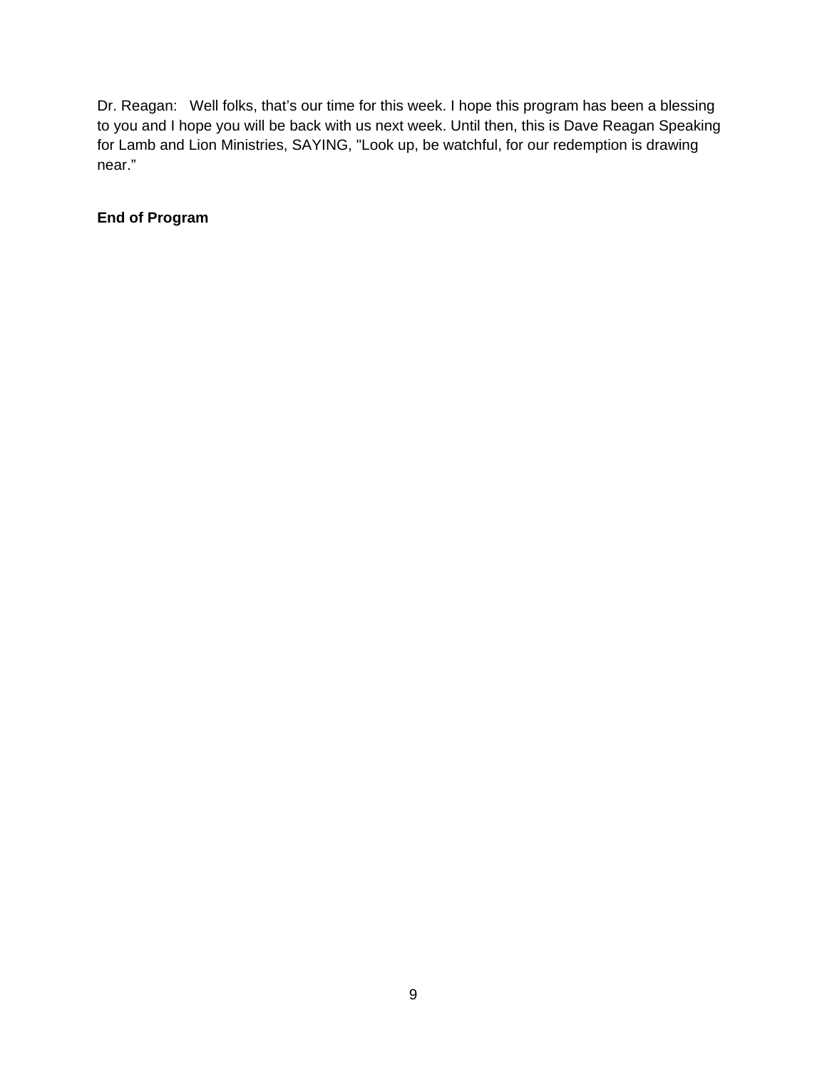Dr. Reagan: Well folks, that's our time for this week. I hope this program has been a blessing to you and I hope you will be back with us next week. Until then, this is Dave Reagan Speaking for Lamb and Lion Ministries, SAYING, "Look up, be watchful, for our redemption is drawing near."

**End of Program**